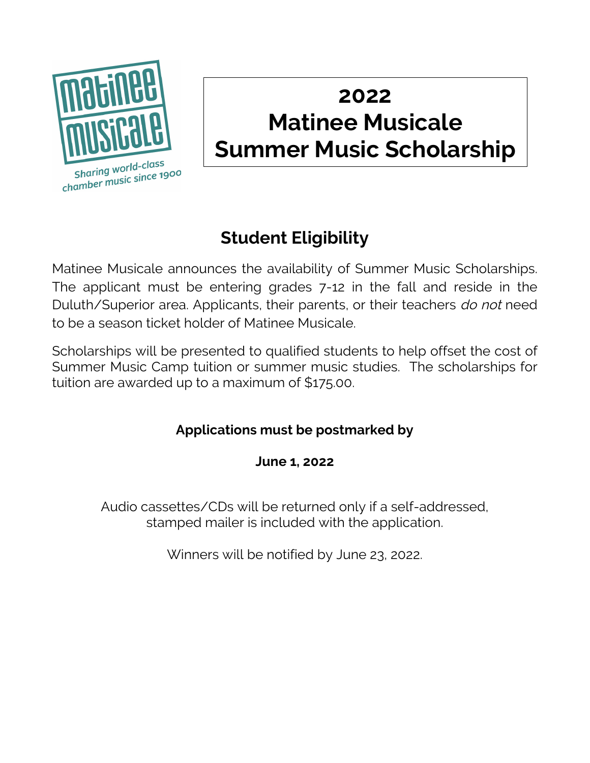Matinee Musicale

Sharing world-class chamber music since 1900

# 2022 Matinee Musicale Summer Music Scholarship

## Student Eligibility

Matinee Musicale announces the availability of Summer Music Scholarships. The applicant must be entering grades 7-12 in the fall and reside in the Duluth/Superior area. Applicants, their parents, or their teachers *do not* need to be a season ticket holder of Matinee Musicale.

Scholarships will be presented to qualified students to help offset the cost of Summer Music Camp tuition or summer music studies. The scholarships for tuition are awarded up to a maximum of $175.00.

**Applications must be postmarked by**

**June 1, 2022**

Audio cassettes/CDs will be returned only if a self-addressed, stamped mailer is included with the application.

Winners will be notified by June 23, 2022.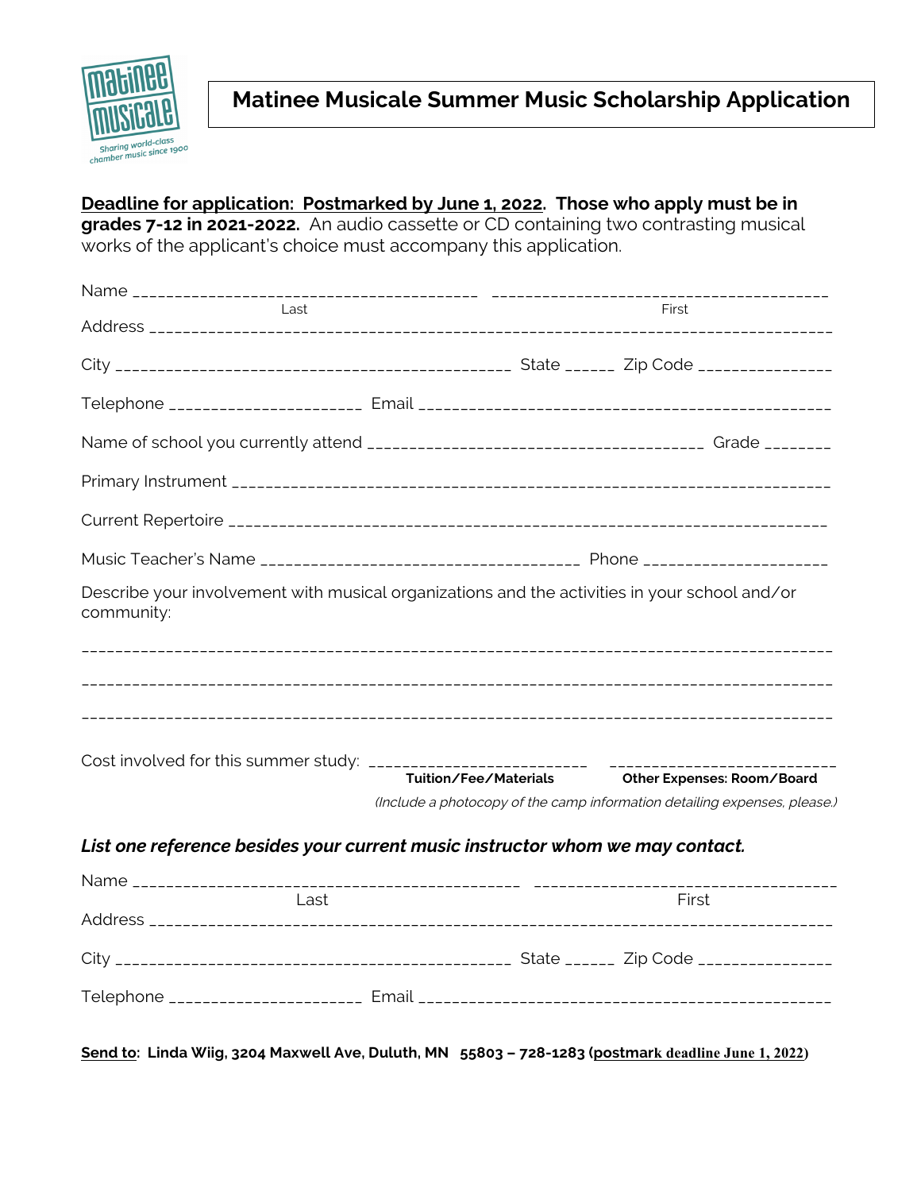# Matinee Musicale Summer Music Scholarship Application

**<u>Deadline for application: Postmarked by June 1, 2022</u>. Those who apply must be in grades 7-12 in 2021-2022.** An audio cassette or CD containing two contrasting musical works of the applicant's choice must accompany this application.

Name ______________________________________ ______________________________________
Last First

Address ______________________________________________________________________________

City ____________________________________________ State ______ Zip Code _______________

Telephone _____________________ Email ______________________________________________

Name of school you currently attend _____________________________________ Grade _______

Primary Instrument _____________________________________________________________________

Current Repertoire _____________________________________________________________________

Music Teacher's Name ___________________________________ Phone _____________________

Describe your involvement with musical organizations and the activities in your school and/or community:

______________________________________________________________________________________

______________________________________________________________________________________

______________________________________________________________________________________

Cost involved for this summer study: _________________________ _________________________
**Tuition/Fee/Materials** **Other Expenses: Room/Board**

*(Include a photocopy of the camp information detailing expenses, please.)*

***List one reference besides your current music instructor whom we may contact.***

Name ______________________________________ ______________________________________
Last First

Address ______________________________________________________________________________

City ____________________________________________ State ______ Zip Code _______________

Telephone _____________________ Email ______________________________________________

**<u>Send to</u>: Linda Wiig, 3204 Maxwell Ave, Duluth, MN 55803 – 728-1283 (<u>postmark deadline June 1, 2022</u>)**